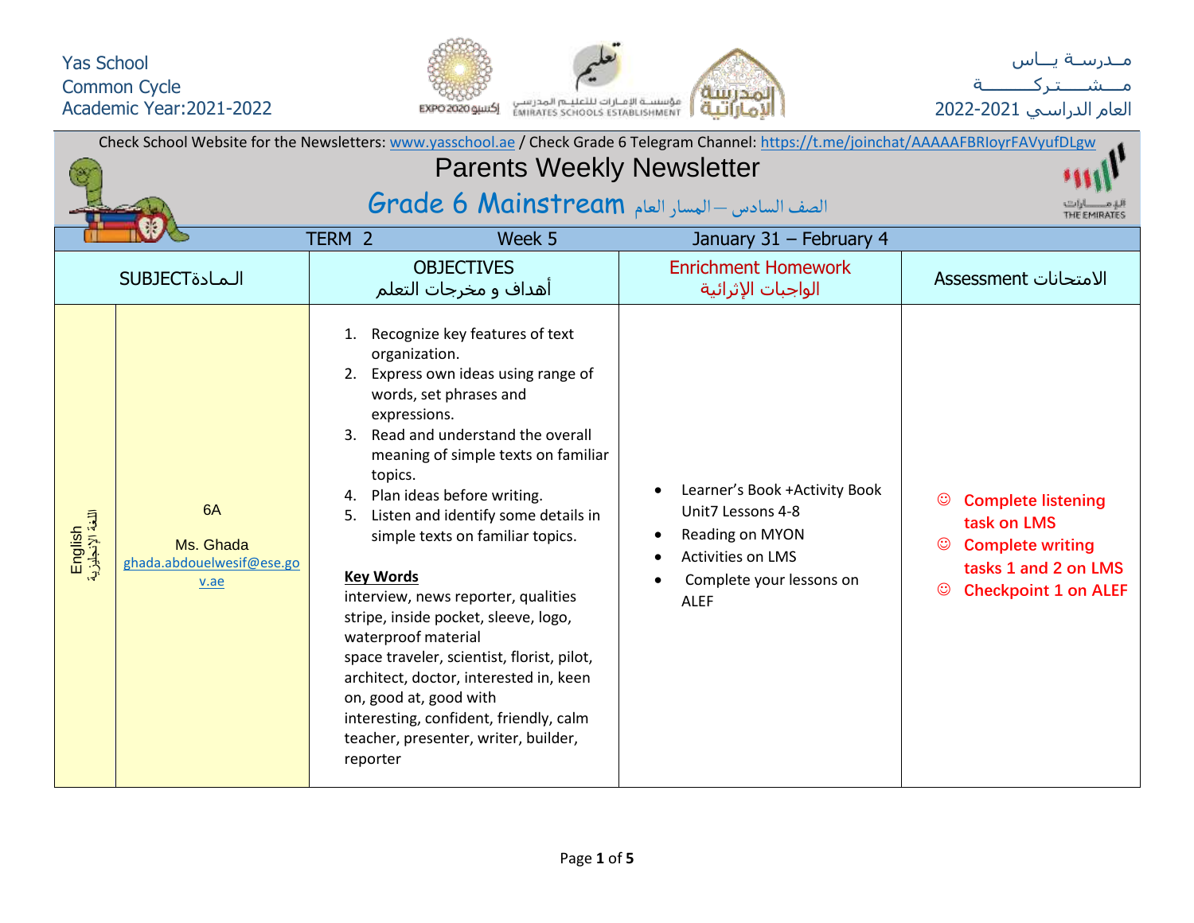Yas School
Common Cycle
Academic Year:2021-2022

مـدرسـة يــاس
مــشــــتـركــــــة
العام الدراسي 2021-2022

Check School Website for the Newsletters: www.yasschool.ae / Check Grade 6 Telegram Channel: https://t.me/joinchat/AAAAAFBRloyrFAVyufDLgw

# Parents Weekly Newsletter

## Grade 6 Mainstream الصف السادس – المسار العام

TERM 2 | Week 5 | January 31 – February 4

| SUBJECTالـمـادة | | OBJECTIVES أهداف و مخرجات التعلم | Enrichment Homework الواجبات الإثرائية | Assessment الامتحانات |
|---|---|---|---|---|
| English اللغة الإنجليزية | 6A<br><br>Ms. Ghada<br>ghada.abdouelwesif@ese.gov.ae | 1. Recognize key features of text organization.<br>2. Express own ideas using range of words, set phrases and expressions.<br>3. Read and understand the overall meaning of simple texts on familiar topics.<br>4. Plan ideas before writing.<br>5. Listen and identify some details in simple texts on familiar topics.<br><br>**Key Words**<br>interview, news reporter, qualities stripe, inside pocket, sleeve, logo, waterproof material<br>space traveler, scientist, florist, pilot, architect, doctor, interested in, keen on, good at, good with<br>interesting, confident, friendly, calm<br>teacher, presenter, writer, builder, reporter | • Learner's Book +Activity Book Unit7 Lessons 4-8<br>• Reading on MYON<br>• Activities on LMS<br>• Complete your lessons on ALEF | ☺ **Complete listening task on LMS**<br>☺ **Complete writing tasks 1 and 2 on LMS**<br>☺ **Checkpoint 1 on ALEF** |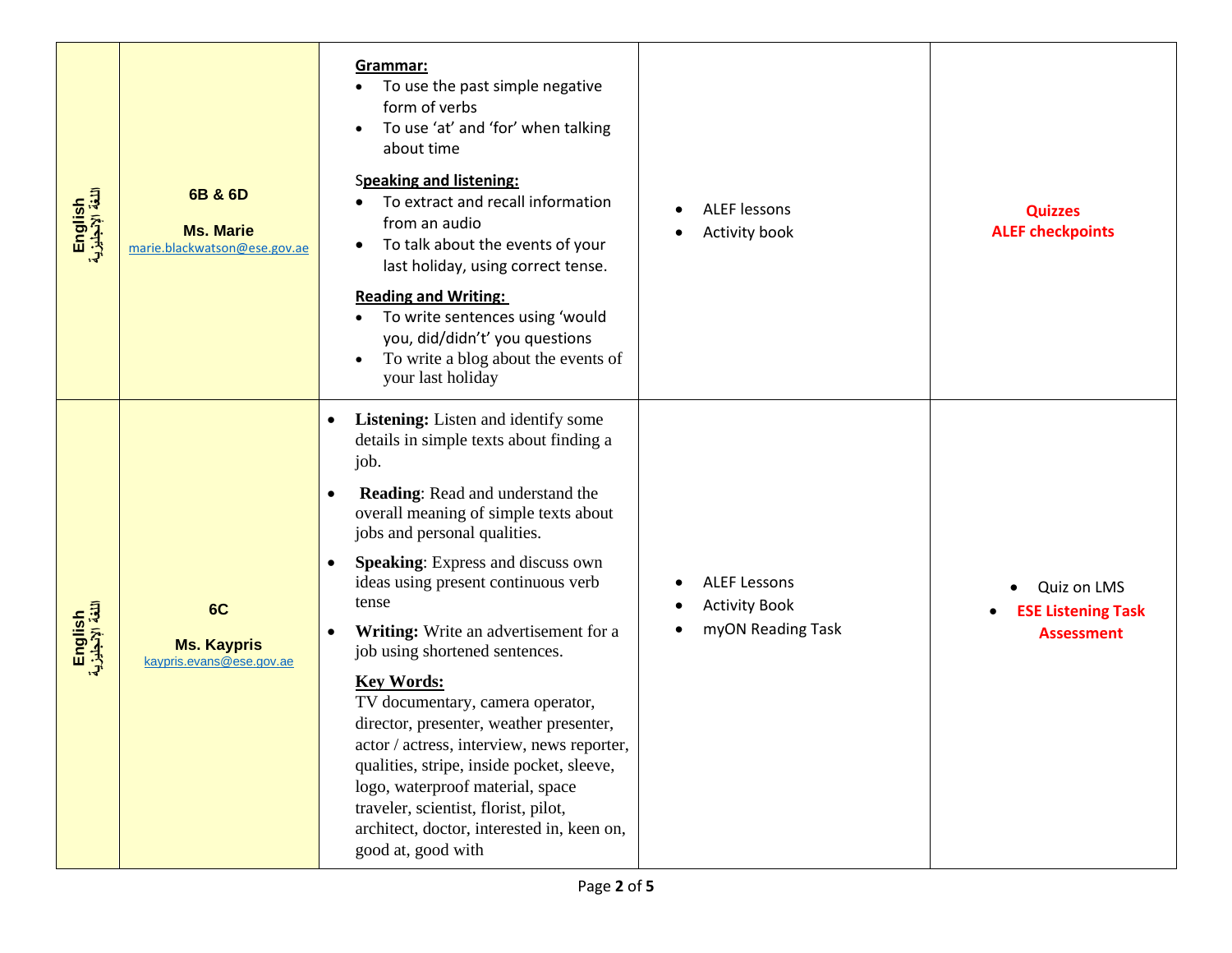| English اللغة الإنجليزية | 6B & 6D<br><br>Ms. Marie<br>marie.blackwatson@ese.gov.ae | **Grammar:**<br>• To use the past simple negative form of verbs<br>• To use 'at' and 'for' when talking about time<br><br>**Speaking and listening:**<br>• To extract and recall information from an audio<br>• To talk about the events of your last holiday, using correct tense.<br><br>**Reading and Writing:**<br>• To write sentences using 'would you, did/didn't' you questions<br>• To write a blog about the events of your last holiday | • ALEF lessons<br>• Activity book | **Quizzes**<br>**ALEF checkpoints** |
|---|---|---|---|---|
| English اللغة الإنجليزية | 6C<br><br>Ms. Kaypris<br>kaypris.evans@ese.gov.ae | • **Listening:** Listen and identify some details in simple texts about finding a job.<br>• **Reading**: Read and understand the overall meaning of simple texts about jobs and personal qualities.<br>• **Speaking**: Express and discuss own ideas using present continuous verb tense<br>• **Writing:** Write an advertisement for a job using shortened sentences.<br><br>**Key Words:**<br>TV documentary, camera operator, director, presenter, weather presenter, actor / actress, interview, news reporter, qualities, stripe, inside pocket, sleeve, logo, waterproof material, space traveler, scientist, florist, pilot, architect, doctor, interested in, keen on, good at, good with | • ALEF Lessons<br>• Activity Book<br>• myON Reading Task | • Quiz on LMS<br>• **ESE Listening Task Assessment** |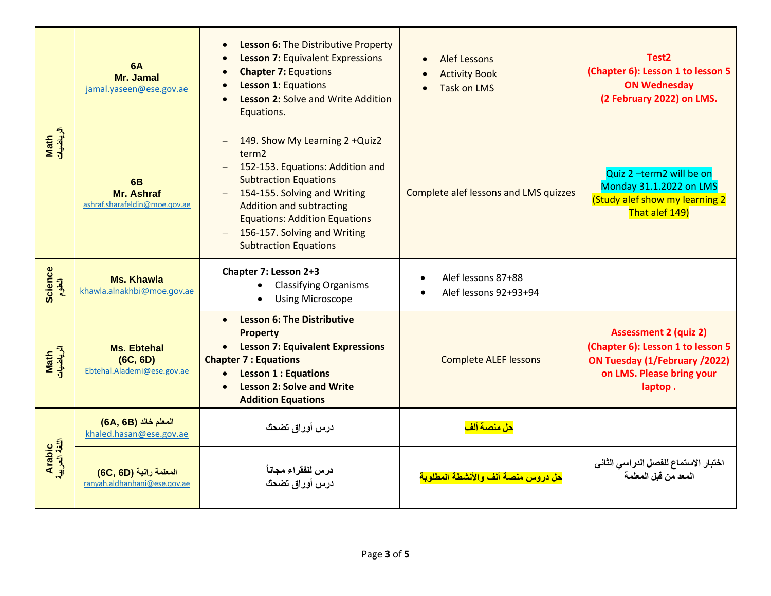| Math الرياضيات | 6A<br>Mr. Jamal<br>jamal.yaseen@ese.gov.ae | • **Lesson 6:** The Distributive Property<br>• **Lesson 7:** Equivalent Expressions<br>• **Chapter 7:** Equations<br>• **Lesson 1:** Equations<br>• **Lesson 2:** Solve and Write Addition Equations. | • Alef Lessons<br>• Activity Book<br>• Task on LMS | **Test2**<br>**(Chapter 6): Lesson 1 to lesson 5**<br>**ON Wednesday**<br>**(2 February 2022) on LMS.** |
|---|---|---|---|---|
| | 6B<br>Mr. Ashraf<br>ashraf.sharafeldin@moe.gov.ae | – 149. Show My Learning 2 +Quiz2 term2<br>– 152-153. Equations: Addition and Subtraction Equations<br>– 154-155. Solving and Writing Addition and subtracting Equations: Addition Equations<br>– 156-157. Solving and Writing Subtraction Equations | Complete alef lessons and LMS quizzes | Quiz 2 –term2 will be on Monday 31.1.2022 on LMS<br>(Study alef show my learning 2 That alef 149) |
| Science العلوم | Ms. Khawla<br>khawla.alnakhbi@moe.gov.ae | **Chapter 7: Lesson 2+3**<br>• Classifying Organisms<br>• Using Microscope | • Alef lessons 87+88<br>• Alef lessons 92+93+94 | |
| Math الرياضيات | Ms. Ebtehal<br>(6C, 6D)<br>Ebtehal.Alademi@ese.gov.ae | • **Lesson 6: The Distributive Property**<br>• **Lesson 7: Equivalent Expressions**<br>**Chapter 7 : Equations**<br>• **Lesson 1 : Equations**<br>• **Lesson 2: Solve and Write Addition Equations** | Complete ALEF lessons | **Assessment 2 (quiz 2)**<br>**(Chapter 6): Lesson 1 to lesson 5**<br>**ON Tuesday (1/February /2022) on LMS. Please bring your laptop .** |
| Arabic اللغة العربية | **المعلم خالد (6A, 6B)**<br>khaled.hasan@ese.gov.ae | **درس أوراق تضحك** | **حل منصة ألف** | |
| | **المعلمة رانية (6C, 6D)**<br>ranyah.aldhanhani@ese.gov.ae | **درس للفقراء مجاناً**<br>**درس أوراق تضحك** | **حل دروس منصة ألف والأنشطة المطلوبة** | **اختبار الاستماع للفصل الدراسي الثاني المعد من قبل المعلمة** |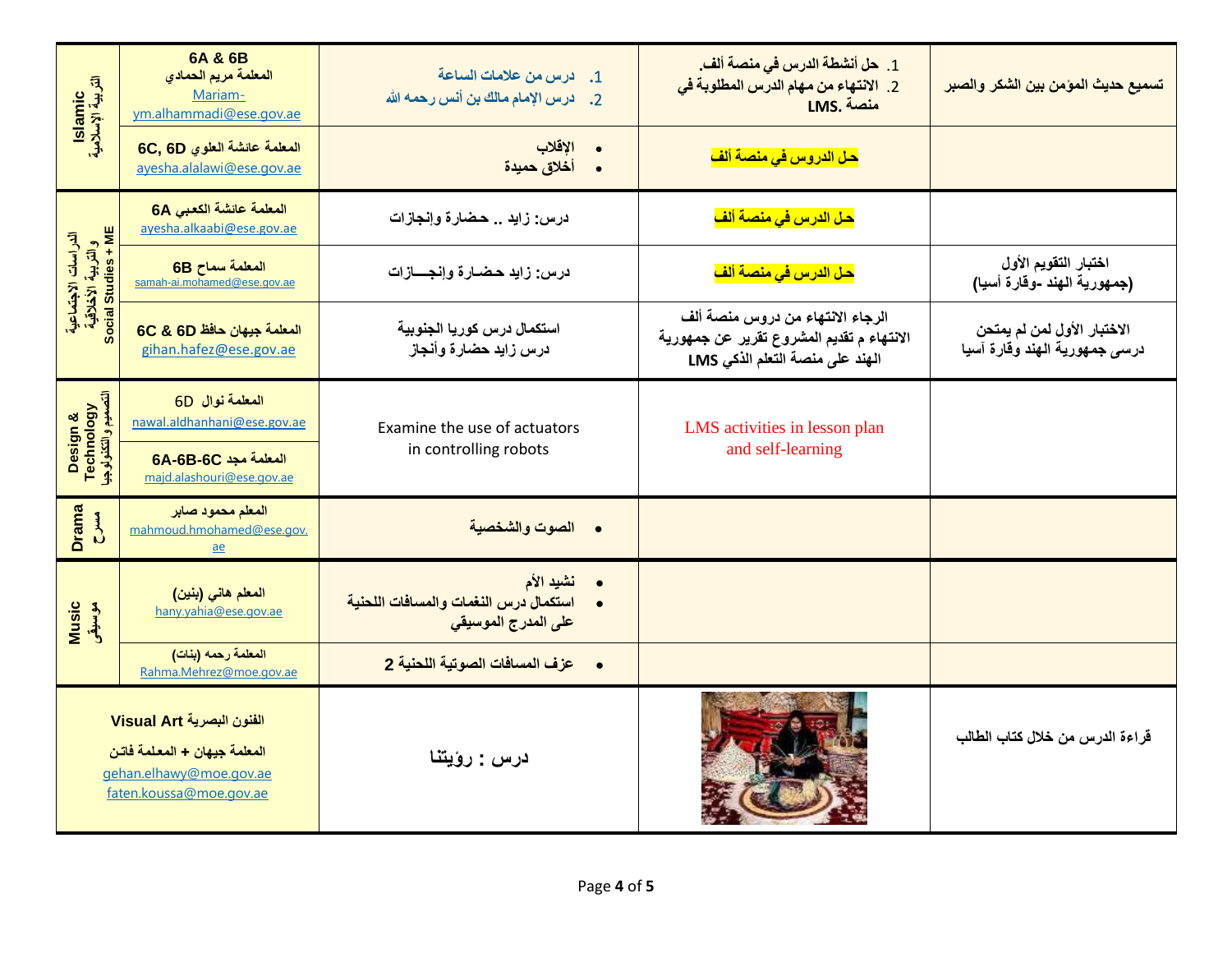| Subject | Teacher | Lesson | Tasks | Assessment |
|---|---|---|---|---|
| Islamic التربية الإسلامية | 6A & 6B المعلمة مريم الحمادي Mariam-ym.alhammadi@ese.gov.ae | 1. درس من علامات الساعة 2. درس الإمام مالك بن أنس رحمه الله | 1. حل أنشطة الدرس في منصة ألف. 2. الانتهاء من مهام الدرس المطلوبة في منصة LMS. | تسميع حديث المؤمن بين الشكر والصبر |
| | المعلمة عائشة العلوي 6C, 6D ayesha.alalawi@ese.gov.ae | • الإقلاب • أخلاق حميدة | **حل الدروس في منصة ألف** | |
| الدراسات الاجتماعية والتربية الأخلاقية Social Studies + ME | المعلمة عائشة الكعبي 6A ayesha.alkaabi@ese.gov.ae | درس: زايد .. حضارة وإنجازات | **حل الدرس في منصة ألف** | |
| | المعلمة سماح 6B samah-ai.mohamed@ese.gov.ae | درس: زايد حضـارة وإنجـــازات | **حل الدرس في منصة ألف** | اختبار التقويم الأول (جمهورية الهند -وقارة آسيا) |
| | المعلمة جيهان حافظ 6C & 6D gihan.hafez@ese.gov.ae | استكمال درس كوريا الجنوبية درس زايد حضارة وأنجاز | الرجاء الانتهاء من دروس منصة ألف الانتهاء م تقديم المشروع تقرير عن جمهورية الهند على منصة التعلم الذكي LMS | الاختبار الأول لمن لم يمتحن درسى جمهورية الهند وقارة آسيا |
| Design & Technology التصميم والتكنولوجيا | المعلمة نوال 6D nawal.aldhanhani@ese.gov.ae | Examine the use of actuators in controlling robots | LMS activities in lesson plan and self-learning | |
| | المعلمة مجد 6A-6B-6C majd.alashouri@ese.gov.ae | | | |
| Drama مسرح | المعلم محمود صابر mahmoud.hmohamed@ese.gov.ae | • الصوت والشخصية | | |
| Music موسيقى | المعلم هاني (بنين) hany.yahia@ese.gov.ae | • نشيد الأم • استكمال درس النغمات والمسافات اللحنية على المدرج الموسيقي | | |
| | المعلمة رحمه (بنات) Rahma.Mehrez@moe.gov.ae | • عزف المسافات الصوتية اللحنية 2 | | |
| الفنون البصرية Visual Art | المعلمة جيهان + المعلمة فاتن gehan.elhawy@moe.gov.ae faten.koussa@moe.gov.ae | درس : رؤيتنا | | قراءة الدرس من خلال كتاب الطالب |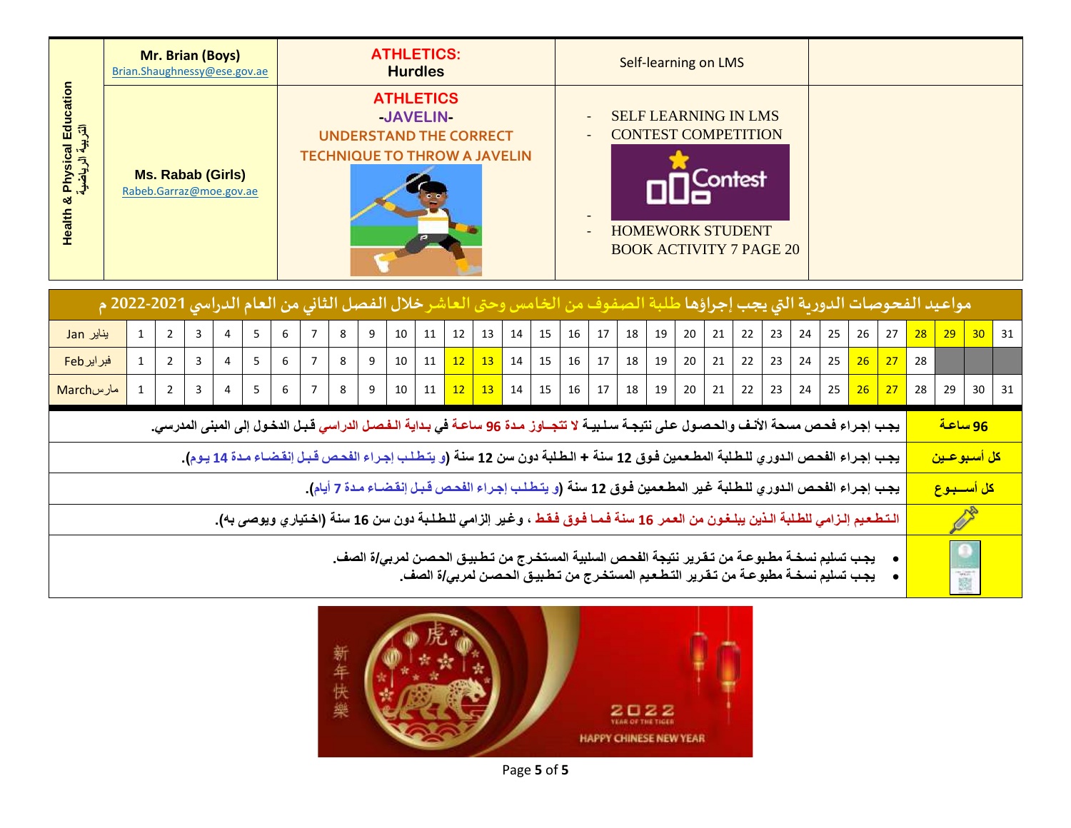| Health & Physical Education التربية الرياضية | Mr. Brian (Boys) Brian.Shaughnessy@ese.gov.ae | ATHLETICS: Hurdles | Self-learning on LMS | |
|---|---|---|---|---|
| | Ms. Rabab (Girls) Rabeb.Garraz@moe.gov.ae | ATHLETICS -JAVELIN- UNDERSTAND THE CORRECT TECHNIQUE TO THROW A JAVELIN | - SELF LEARNING IN LMS<br>- CONTEST COMPETITION<br>Contest<br>-<br>- HOMEWORK STUDENT BOOK ACTIVITY 7 PAGE 20 | |

## مواعيد الفحوصات الدورية التي يجب إجراؤها طلبة الصفوف من الخامس وحتى العاشر خلال الفصل الثاني من العام الدراسي 2021-2022 م

| | | | | | | | | | | | | | | | | | | | | | | | | | | | | | | | |
|---|---|---|---|---|---|---|---|---|---|---|---|---|---|---|---|---|---|---|---|---|---|---|---|---|---|---|---|---|---|---|---|
| يناير Jan | 1 | 2 | 3 | 4 | 5 | 6 | 7 | 8 | 9 | 10 | 11 | 12 | 13 | 14 | 15 | 16 | 17 | 18 | 19 | 20 | 21 | 22 | 23 | 24 | 25 | 26 | 27 | 28 | 29 | 30 | 31 |
| فبراير Feb | 1 | 2 | 3 | 4 | 5 | 6 | 7 | 8 | 9 | 10 | 11 | 12 | 13 | 14 | 15 | 16 | 17 | 18 | 19 | 20 | 21 | 22 | 23 | 24 | 25 | 26 | 27 | 28 | | | |
| مارس March | 1 | 2 | 3 | 4 | 5 | 6 | 7 | 8 | 9 | 10 | 11 | 12 | 13 | 14 | 15 | 16 | 17 | 18 | 19 | 20 | 21 | 22 | 23 | 24 | 25 | 26 | 27 | 28 | 29 | 30 | 31 |

| | |
|---|---|
| 96 ساعة | يجب إجراء فحص مسحة الأنف والحصول على نتيجة سلبية لا تتجاوز مدة 96 ساعة في بداية الفصل الدراسي قبل الدخول إلى المبنى المدرسي. |
| كل أسبوعين | يجب إجراء الفحص الدوري للطلبة المطعمين فوق 12 سنة + الطلبة دون سن 12 سنة (و يتطلب إجراء الفحص قبل إنقضاء مدة 14 يوم). |
| كل أسبوع | يجب إجراء الفحص الدوري للطلبة غير المطعمين فوق 12 سنة (و يتطلب إجراء الفحص قبل إنقضاء مدة 7 أيام). |
| | التطعيم إلزامي للطلبة الذين يبلغون من العمر 16 سنة فما فوق فقط ، وغير إلزامي للطلبة دون سن 16 سنة (اختياري ويوصى به). |
| | • يجب تسليم نسخة مطبوعة من تقرير نتيجة الفحص السلبية المستخرج من تطبيق الحصن لمربي/ة الصف.<br>• يجب تسليم نسخة مطبوعة من تقرير التطعيم المستخرج من تطبيق الحصن لمربي/ة الصف. |

新年快樂 虎 2022 YEAR OF THE TIGER HAPPY CHINESE NEW YEAR